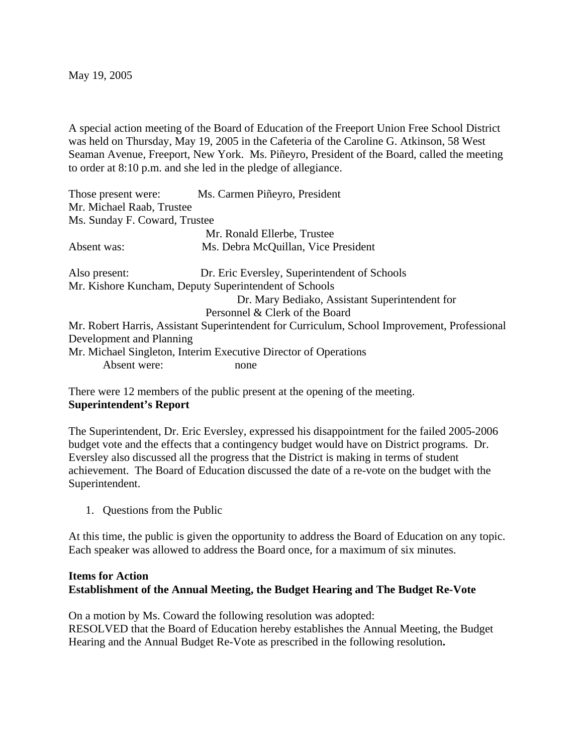May 19, 2005

A special action meeting of the Board of Education of the Freeport Union Free School District was held on Thursday, May 19, 2005 in the Cafeteria of the Caroline G. Atkinson, 58 West Seaman Avenue, Freeport, New York. Ms. Piñeyro, President of the Board, called the meeting to order at 8:10 p.m. and she led in the pledge of allegiance.

Those present were: Ms. Carmen Piñeyro, President
Mr. Michael Raab, Trustee
Ms. Sunday F. Coward, Trustee
Mr. Ronald Ellerbe, Trustee
Absent was: Ms. Debra McQuillan, Vice President

Also present: Dr. Eric Eversley, Superintendent of Schools
Mr. Kishore Kuncham, Deputy Superintendent of Schools
Dr. Mary Bediako, Assistant Superintendent for Personnel & Clerk of the Board
Mr. Robert Harris, Assistant Superintendent for Curriculum, School Improvement, Professional Development and Planning
Mr. Michael Singleton, Interim Executive Director of Operations
Absent were: none

There were 12 members of the public present at the opening of the meeting.

**Superintendent's Report**

The Superintendent, Dr. Eric Eversley, expressed his disappointment for the failed 2005-2006 budget vote and the effects that a contingency budget would have on District programs. Dr. Eversley also discussed all the progress that the District is making in terms of student achievement. The Board of Education discussed the date of a re-vote on the budget with the Superintendent.

1. Questions from the Public

At this time, the public is given the opportunity to address the Board of Education on any topic. Each speaker was allowed to address the Board once, for a maximum of six minutes.

**Items for Action**
**Establishment of the Annual Meeting, the Budget Hearing and The Budget Re-Vote**

On a motion by Ms. Coward the following resolution was adopted:
RESOLVED that the Board of Education hereby establishes the Annual Meeting, the Budget Hearing and the Annual Budget Re-Vote as prescribed in the following resolution**.**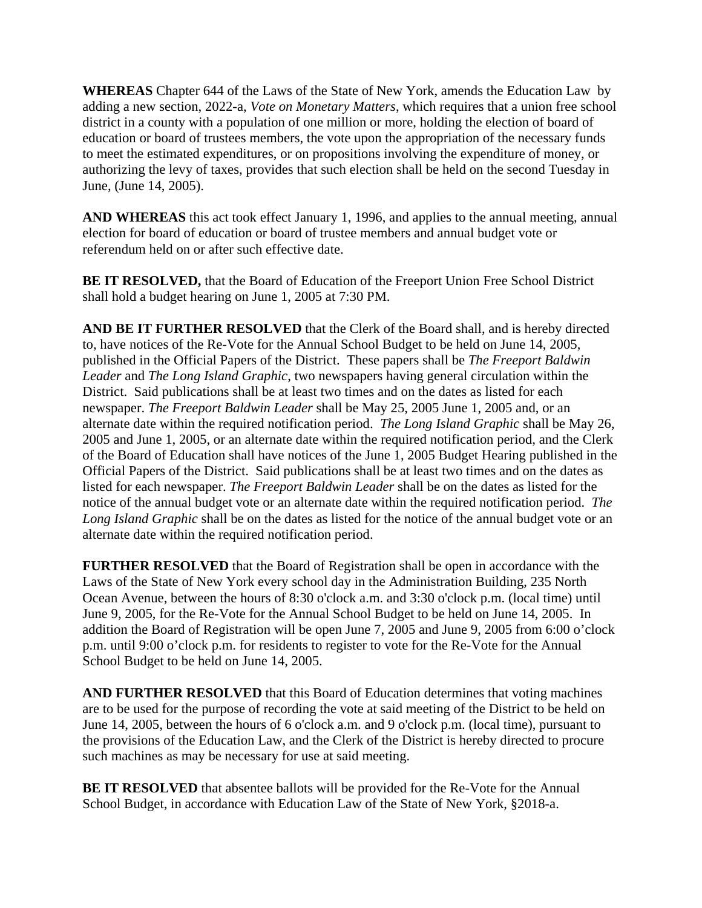**WHEREAS** Chapter 644 of the Laws of the State of New York, amends the Education Law by adding a new section, 2022-a, *Vote on Monetary Matters*, which requires that a union free school district in a county with a population of one million or more, holding the election of board of education or board of trustees members, the vote upon the appropriation of the necessary funds to meet the estimated expenditures, or on propositions involving the expenditure of money, or authorizing the levy of taxes, provides that such election shall be held on the second Tuesday in June, (June 14, 2005).

**AND WHEREAS** this act took effect January 1, 1996, and applies to the annual meeting, annual election for board of education or board of trustee members and annual budget vote or referendum held on or after such effective date.

**BE IT RESOLVED,** that the Board of Education of the Freeport Union Free School District shall hold a budget hearing on June 1, 2005 at 7:30 PM.

**AND BE IT FURTHER RESOLVED** that the Clerk of the Board shall, and is hereby directed to, have notices of the Re-Vote for the Annual School Budget to be held on June 14, 2005, published in the Official Papers of the District. These papers shall be *The Freeport Baldwin Leader* and *The Long Island Graphic*, two newspapers having general circulation within the District. Said publications shall be at least two times and on the dates as listed for each newspaper. *The Freeport Baldwin Leader* shall be May 25, 2005 June 1, 2005 and, or an alternate date within the required notification period. *The Long Island Graphic* shall be May 26, 2005 and June 1, 2005, or an alternate date within the required notification period, and the Clerk of the Board of Education shall have notices of the June 1, 2005 Budget Hearing published in the Official Papers of the District. Said publications shall be at least two times and on the dates as listed for each newspaper. *The Freeport Baldwin Leader* shall be on the dates as listed for the notice of the annual budget vote or an alternate date within the required notification period. *The Long Island Graphic* shall be on the dates as listed for the notice of the annual budget vote or an alternate date within the required notification period.

**FURTHER RESOLVED** that the Board of Registration shall be open in accordance with the Laws of the State of New York every school day in the Administration Building, 235 North Ocean Avenue, between the hours of 8:30 o'clock a.m. and 3:30 o'clock p.m. (local time) until June 9, 2005, for the Re-Vote for the Annual School Budget to be held on June 14, 2005. In addition the Board of Registration will be open June 7, 2005 and June 9, 2005 from 6:00 o'clock p.m. until 9:00 o'clock p.m. for residents to register to vote for the Re-Vote for the Annual School Budget to be held on June 14, 2005.

**AND FURTHER RESOLVED** that this Board of Education determines that voting machines are to be used for the purpose of recording the vote at said meeting of the District to be held on June 14, 2005, between the hours of 6 o'clock a.m. and 9 o'clock p.m. (local time), pursuant to the provisions of the Education Law, and the Clerk of the District is hereby directed to procure such machines as may be necessary for use at said meeting.

**BE IT RESOLVED** that absentee ballots will be provided for the Re-Vote for the Annual School Budget, in accordance with Education Law of the State of New York, §2018-a.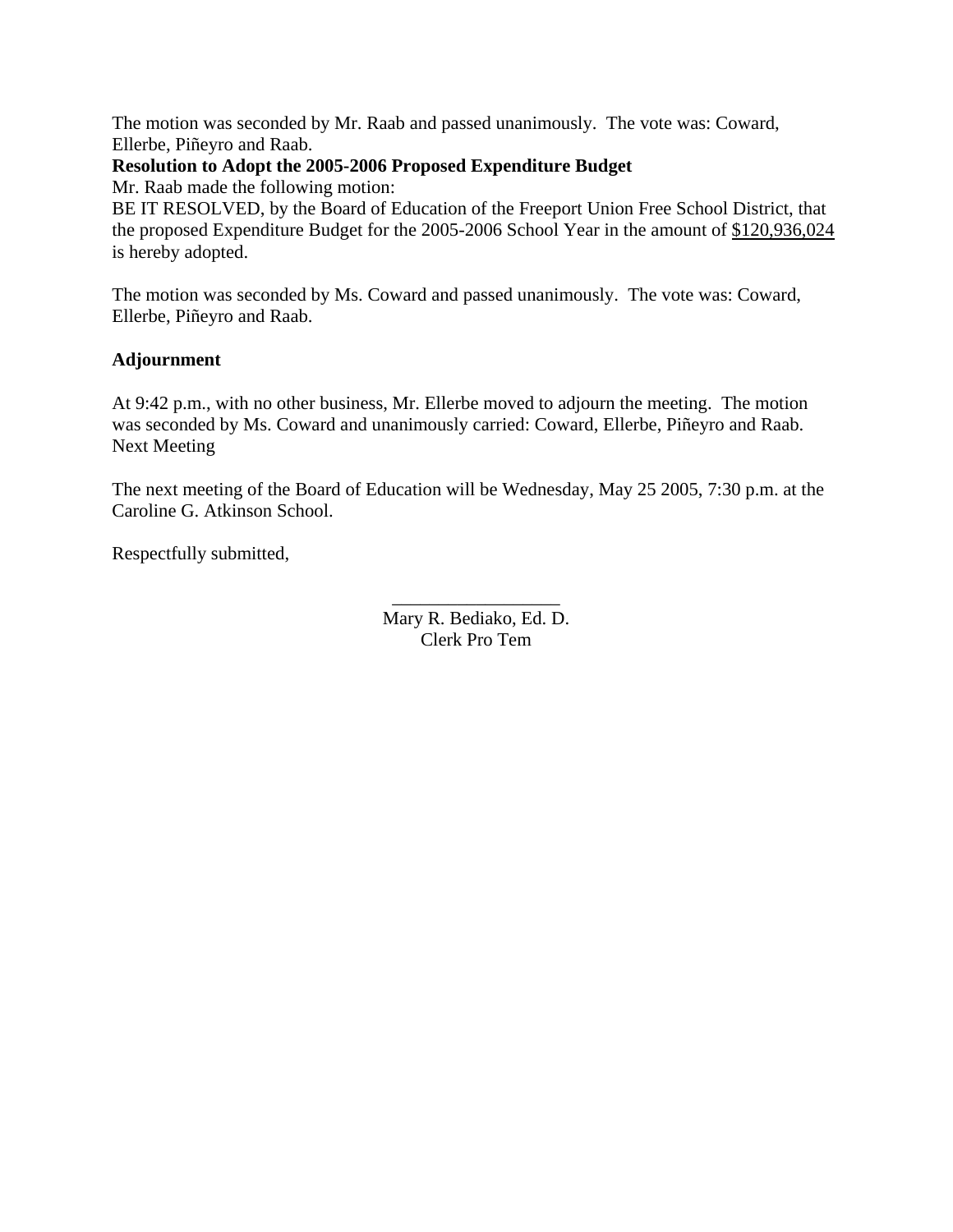The motion was seconded by Mr. Raab and passed unanimously. The vote was: Coward, Ellerbe, Piñeyro and Raab.

**Resolution to Adopt the 2005-2006 Proposed Expenditure Budget**

Mr. Raab made the following motion:

BE IT RESOLVED, by the Board of Education of the Freeport Union Free School District, that the proposed Expenditure Budget for the 2005-2006 School Year in the amount of $120,936,024 is hereby adopted.

The motion was seconded by Ms. Coward and passed unanimously. The vote was: Coward, Ellerbe, Piñeyro and Raab.

**Adjournment**

At 9:42 p.m., with no other business, Mr. Ellerbe moved to adjourn the meeting. The motion was seconded by Ms. Coward and unanimously carried: Coward, Ellerbe, Piñeyro and Raab.

Next Meeting

The next meeting of the Board of Education will be Wednesday, May 25 2005, 7:30 p.m. at the Caroline G. Atkinson School.

Respectfully submitted,

\_\_\_\_\_\_\_\_\_\_\_\_\_\_\_\_\_\_

Mary R. Bediako, Ed. D.

Clerk Pro Tem